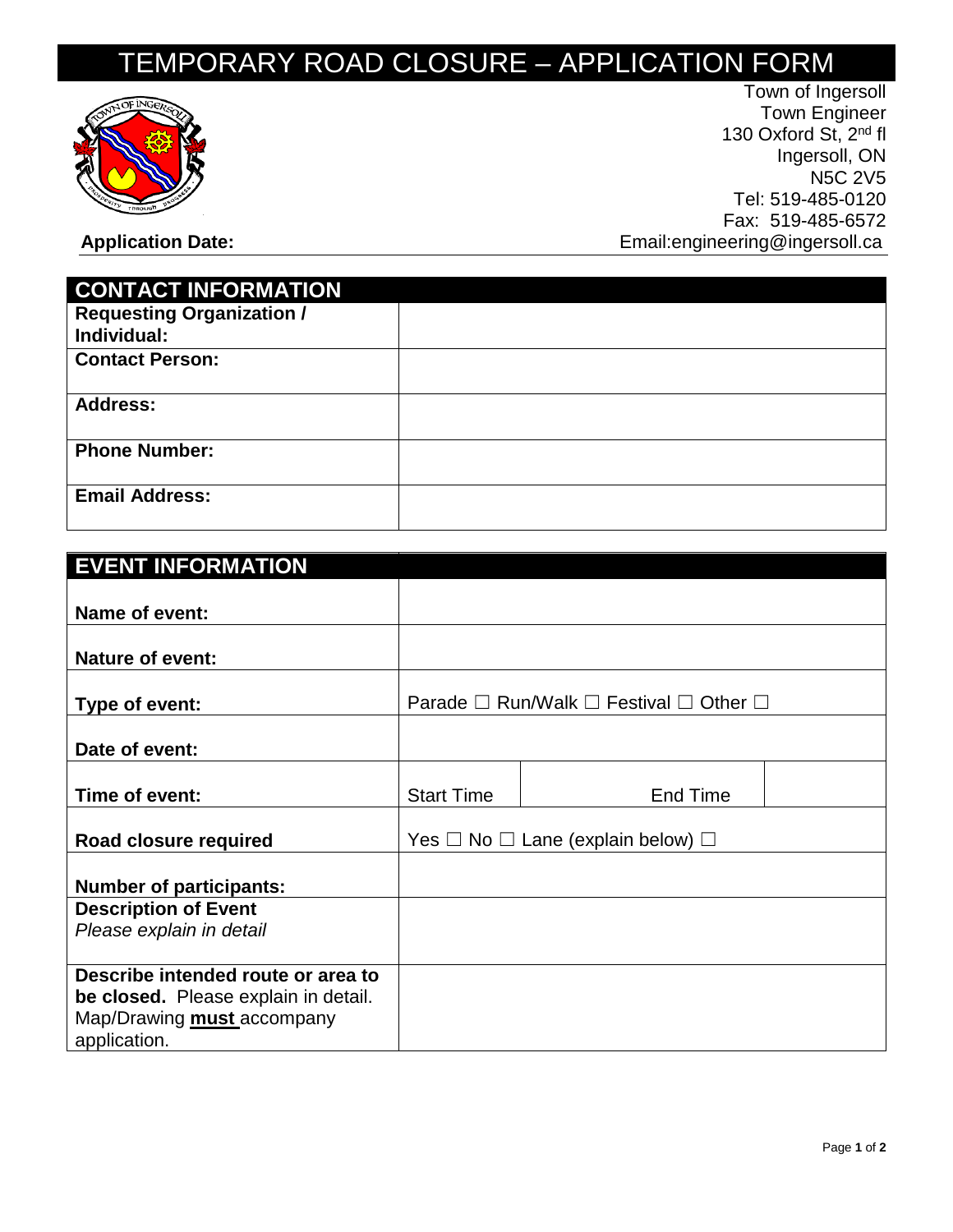# TEMPORARY ROAD CLOSURE – APPLICATION FORM

Town of Ingersoll
Town Engineer
130 Oxford St, 2nd fl
Ingersoll, ON
N5C 2V5
Tel: 519-485-0120
Fax: 519-485-6572
Email:engineering@ingersoll.ca

**Application Date:**

| **CONTACT INFORMATION** | |
|---|---|
| **Requesting Organization / Individual:** | |
| **Contact Person:** | |
| **Address:** | |
| **Phone Number:** | |
| **Email Address:** | |

| **EVENT INFORMATION** | | | |
|---|---|---|---|
| **Name of event:** | | | |
| **Nature of event:** | | | |
| **Type of event:** | Parade ☐ Run/Walk ☐ Festival ☐ Other ☐ | | |
| **Date of event:** | | | |
| **Time of event:** | Start Time | End Time | |
| **Road closure required** | Yes ☐ No ☐ Lane (explain below) ☐ | | |
| **Number of participants:** | | | |
| **Description of Event** *Please explain in detail* | | | |
| **Describe intended route or area to be closed.** Please explain in detail. Map/Drawing **must** accompany application. | | | |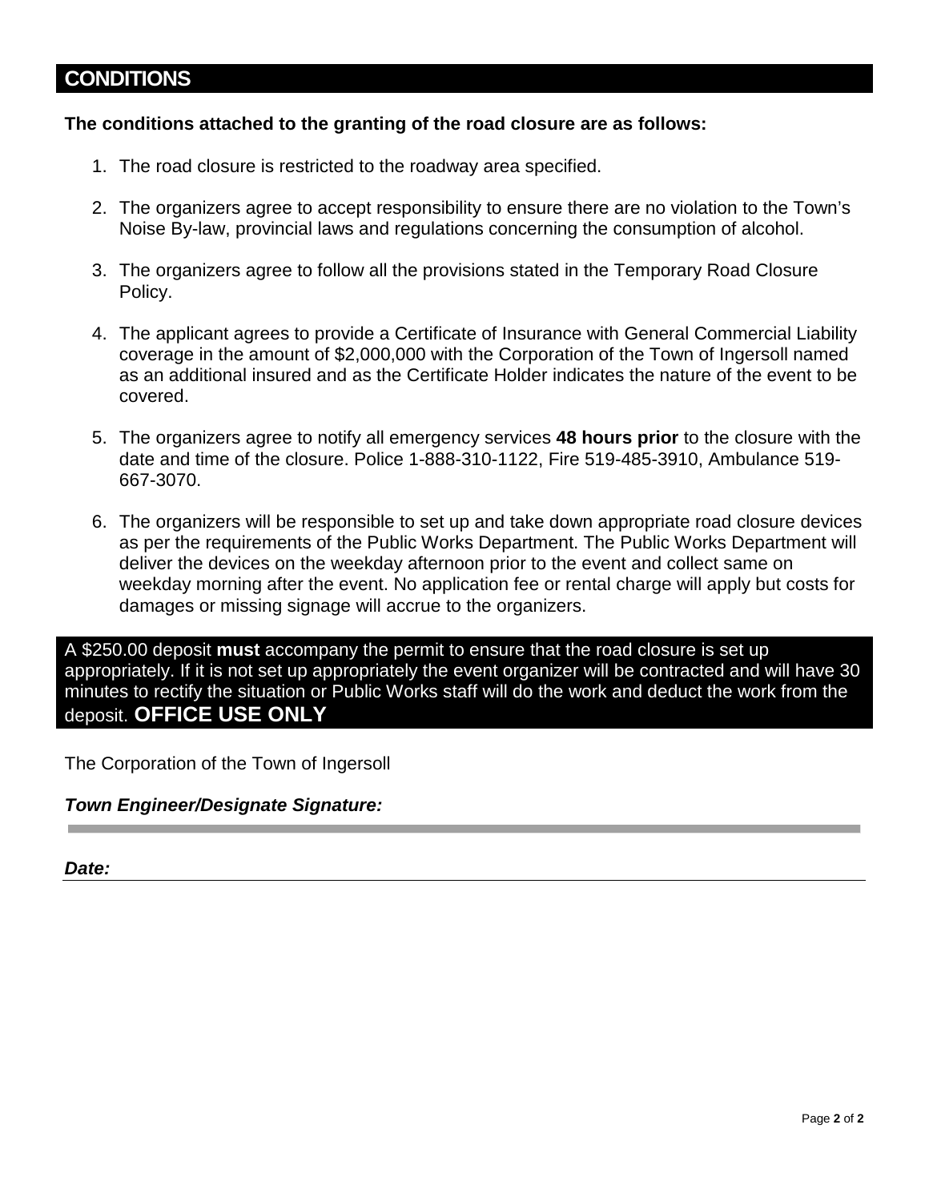## CONDITIONS

**The conditions attached to the granting of the road closure are as follows:**

1. The road closure is restricted to the roadway area specified.

2. The organizers agree to accept responsibility to ensure there are no violation to the Town's Noise By-law, provincial laws and regulations concerning the consumption of alcohol.

3. The organizers agree to follow all the provisions stated in the Temporary Road Closure Policy.

4. The applicant agrees to provide a Certificate of Insurance with General Commercial Liability coverage in the amount of $2,000,000 with the Corporation of the Town of Ingersoll named as an additional insured and as the Certificate Holder indicates the nature of the event to be covered.

5. The organizers agree to notify all emergency services **48 hours prior** to the closure with the date and time of the closure. Police 1-888-310-1122, Fire 519-485-3910, Ambulance 519-667-3070.

6. The organizers will be responsible to set up and take down appropriate road closure devices as per the requirements of the Public Works Department. The Public Works Department will deliver the devices on the weekday afternoon prior to the event and collect same on weekday morning after the event. No application fee or rental charge will apply but costs for damages or missing signage will accrue to the organizers.

A $250.00 deposit **must** accompany the permit to ensure that the road closure is set up appropriately. If it is not set up appropriately the event organizer will be contracted and will have 30 minutes to rectify the situation or Public Works staff will do the work and deduct the work from the deposit. **OFFICE USE ONLY**

The Corporation of the Town of Ingersoll

***Town Engineer/Designate Signature:***

***Date:***